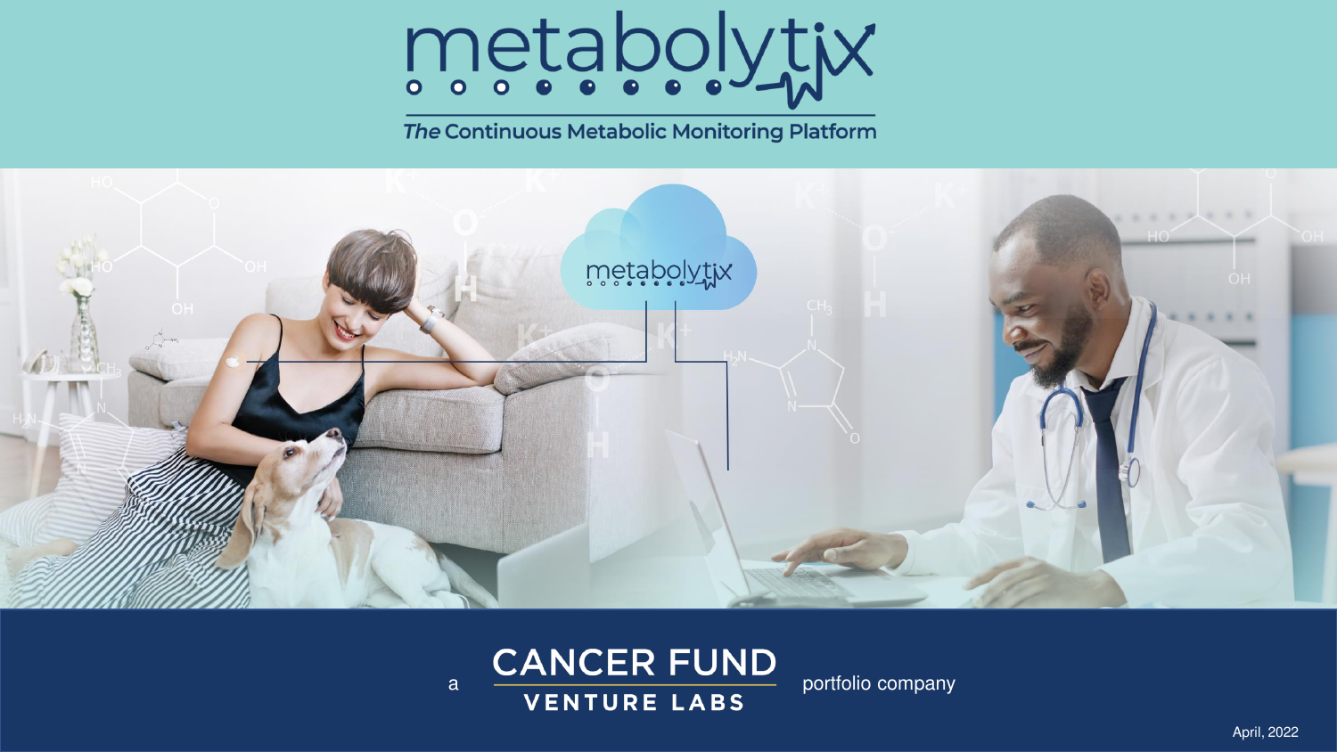# metabolytix

*The* Continuous Metabolic Monitoring Platform

a **CANCER FUND VENTURE LABS** portfolio company

April, 2022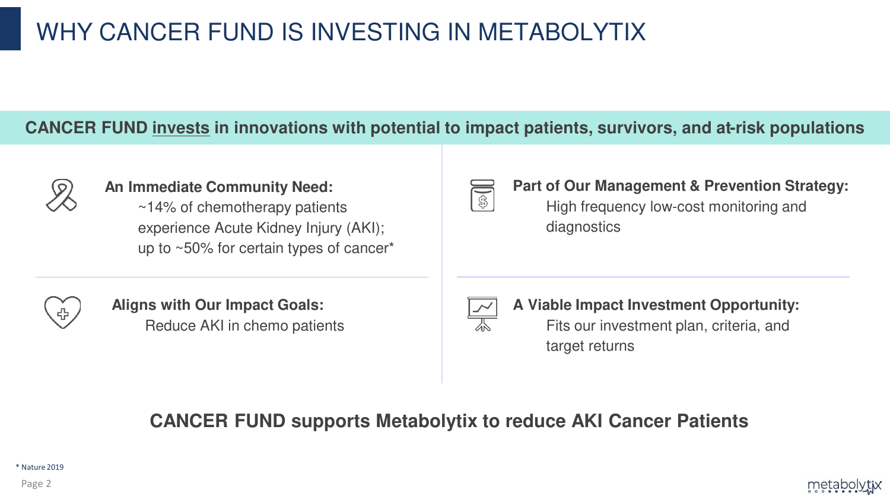# WHY CANCER FUND IS INVESTING IN METABOLYTIX

**CANCER FUND invests in innovations with potential to impact patients, survivors, and at-risk populations**

**An Immediate Community Need:**
~14% of chemotherapy patients experience Acute Kidney Injury (AKI); up to ~50% for certain types of cancer*

**Part of Our Management & Prevention Strategy:**
High frequency low-cost monitoring and diagnostics

**Aligns with Our Impact Goals:**
Reduce AKI in chemo patients

**A Viable Impact Investment Opportunity:**
Fits our investment plan, criteria, and target returns

**CANCER FUND supports Metabolytix to reduce AKI Cancer Patients**

\* Nature 2019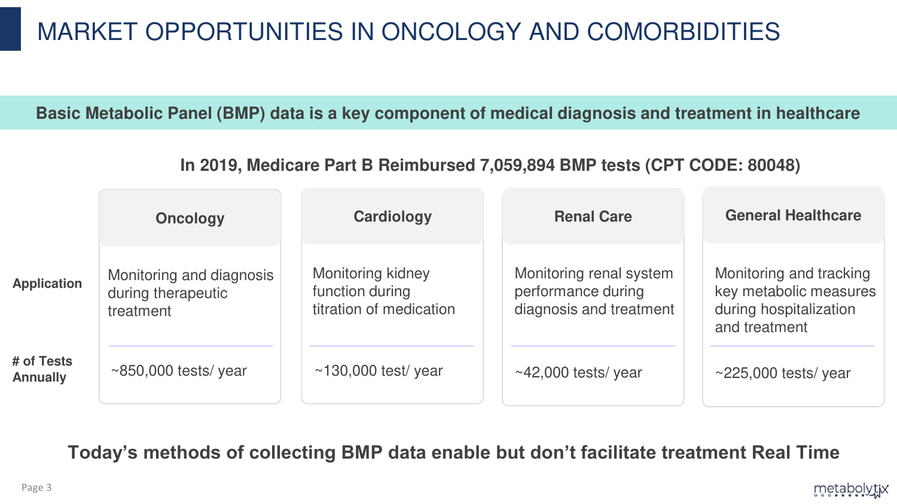# MARKET OPPORTUNITIES IN ONCOLOGY AND COMORBIDITIES

**Basic Metabolic Panel (BMP) data is a key component of medical diagnosis and treatment in healthcare**

**In 2019, Medicare Part B Reimbursed 7,059,894 BMP tests (CPT CODE: 80048)**

| | Oncology | Cardiology | Renal Care | General Healthcare |
|---|---|---|---|---|
| **Application** | Monitoring and diagnosis during therapeutic treatment | Monitoring kidney function during titration of medication | Monitoring renal system performance during diagnosis and treatment | Monitoring and tracking key metabolic measures during hospitalization and treatment |
| **# of Tests Annually** | ~850,000 tests/ year | ~130,000 test/ year | ~42,000 tests/ year | ~225,000 tests/ year |

**Today's methods of collecting BMP data enable but don't facilitate treatment Real Time**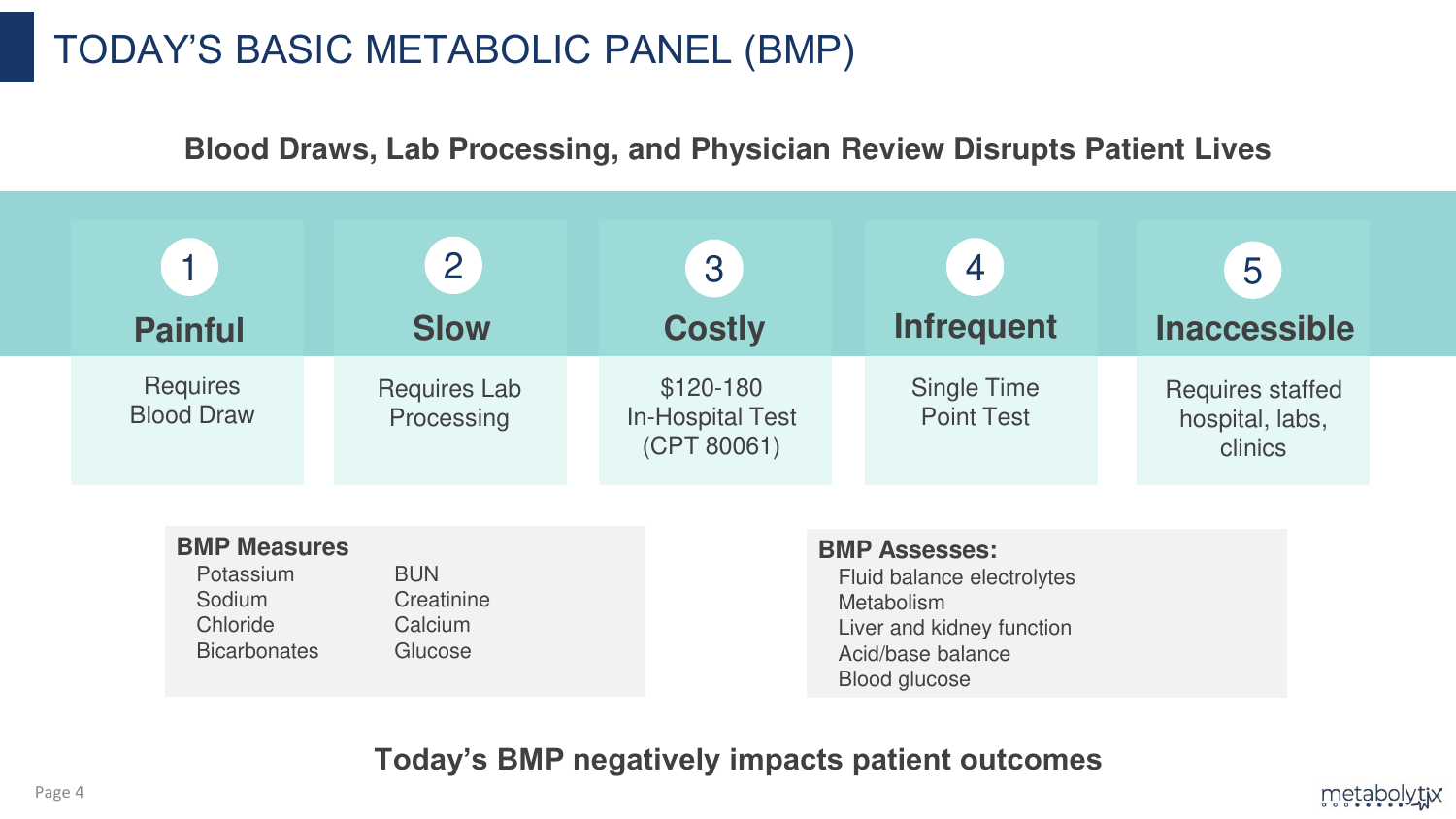# TODAY'S BASIC METABOLIC PANEL (BMP)

**Blood Draws, Lab Processing, and Physician Review Disrupts Patient Lives**

| 1 | 2 | 3 | 4 | 5 |
|---|---|---|---|---|
| **Painful** | **Slow** | **Costly** | **Infrequent** | **Inaccessible** |
| Requires Blood Draw | Requires Lab Processing | $120-180 In-Hospital Test (CPT 80061) | Single Time Point Test | Requires staffed hospital, labs, clinics |

**BMP Measures**

- Potassium
- Sodium
- Chloride
- Bicarbonates
- BUN
- Creatinine
- Calcium
- Glucose

**BMP Assesses:**

- Fluid balance electrolytes
- Metabolism
- Liver and kidney function
- Acid/base balance
- Blood glucose

**Today's BMP negatively impacts patient outcomes**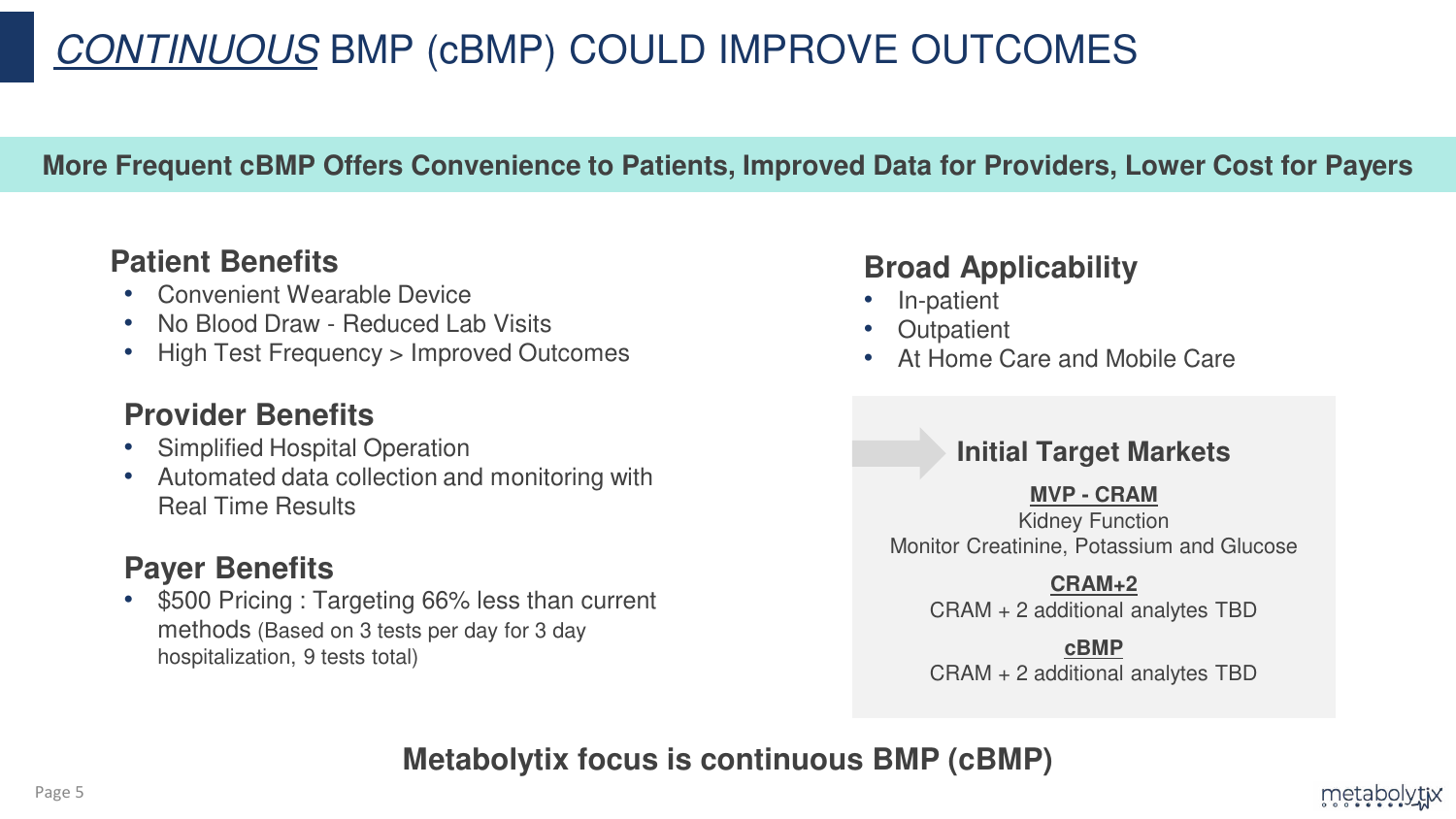# *CONTINUOUS* BMP (cBMP) COULD IMPROVE OUTCOMES

**More Frequent cBMP Offers Convenience to Patients, Improved Data for Providers, Lower Cost for Payers**

## Patient Benefits

- Convenient Wearable Device
- No Blood Draw - Reduced Lab Visits
- High Test Frequency > Improved Outcomes

## Provider Benefits

- Simplified Hospital Operation
- Automated data collection and monitoring with Real Time Results

## Payer Benefits

- $500 Pricing : Targeting 66% less than current methods (Based on 3 tests per day for 3 day hospitalization, 9 tests total)

## Broad Applicability

- In-patient
- Outpatient
- At Home Care and Mobile Care

### Initial Target Markets

**MVP - CRAM**
Kidney Function
Monitor Creatinine, Potassium and Glucose

**CRAM+2**
CRAM + 2 additional analytes TBD

**cBMP**
CRAM + 2 additional analytes TBD

**Metabolytix focus is continuous BMP (cBMP)**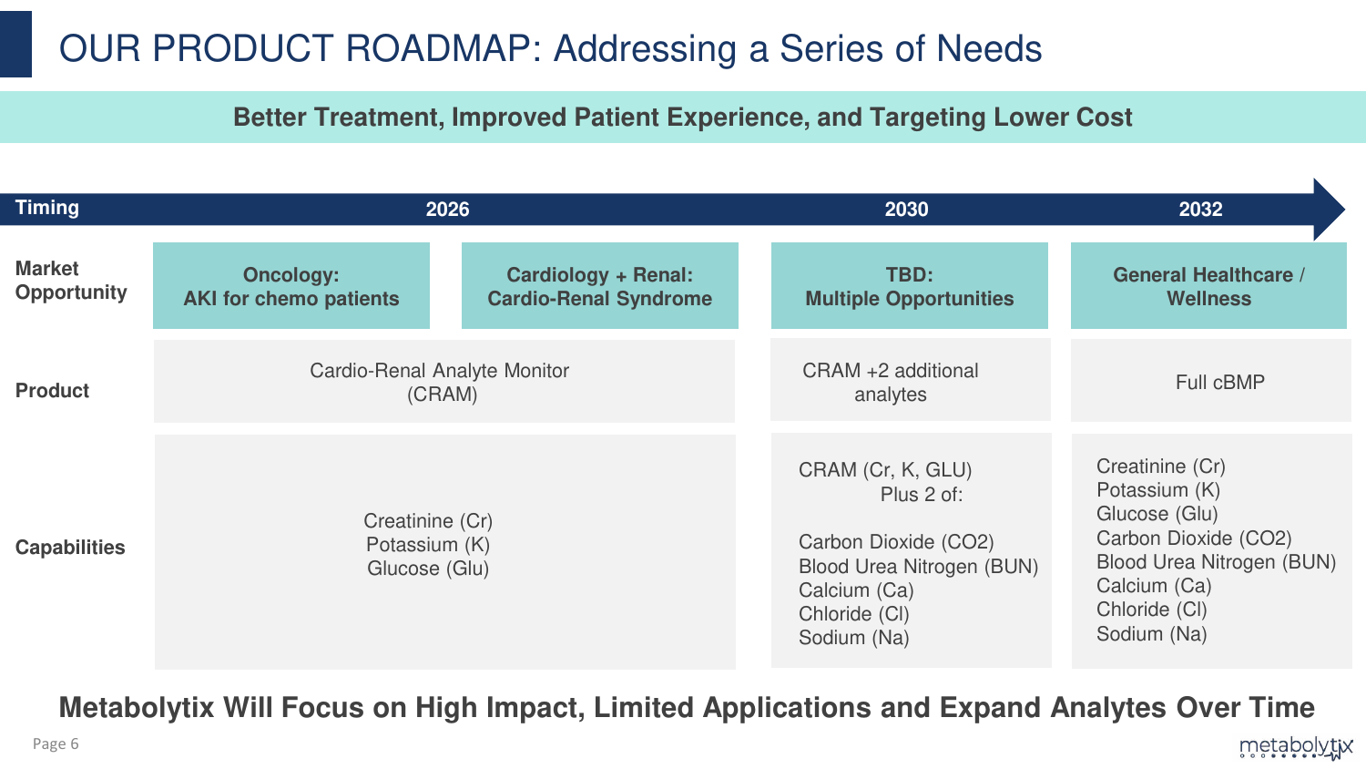# OUR PRODUCT ROADMAP: Addressing a Series of Needs

**Better Treatment, Improved Patient Experience, and Targeting Lower Cost**

| Timing | 2026 | | 2030 | 2032 |
|---|---|---|---|---|
| **Market Opportunity** | **Oncology: AKI for chemo patients** | **Cardiology + Renal: Cardio-Renal Syndrome** | **TBD: Multiple Opportunities** | **General Healthcare / Wellness** |
| **Product** | Cardio-Renal Analyte Monitor (CRAM) | | CRAM +2 additional analytes | Full cBMP |
| **Capabilities** | Creatinine (Cr)<br>Potassium (K)<br>Glucose (Glu) | | CRAM (Cr, K, GLU)<br>Plus 2 of:<br><br>Carbon Dioxide ($CO_2$)<br>Blood Urea Nitrogen (BUN)<br>Calcium (Ca)<br>Chloride (Cl)<br>Sodium (Na) | Creatinine (Cr)<br>Potassium (K)<br>Glucose (Glu)<br>Carbon Dioxide ($CO_2$)<br>Blood Urea Nitrogen (BUN)<br>Calcium (Ca)<br>Chloride (Cl)<br>Sodium (Na) |

**Metabolytix Will Focus on High Impact, Limited Applications and Expand Analytes Over Time**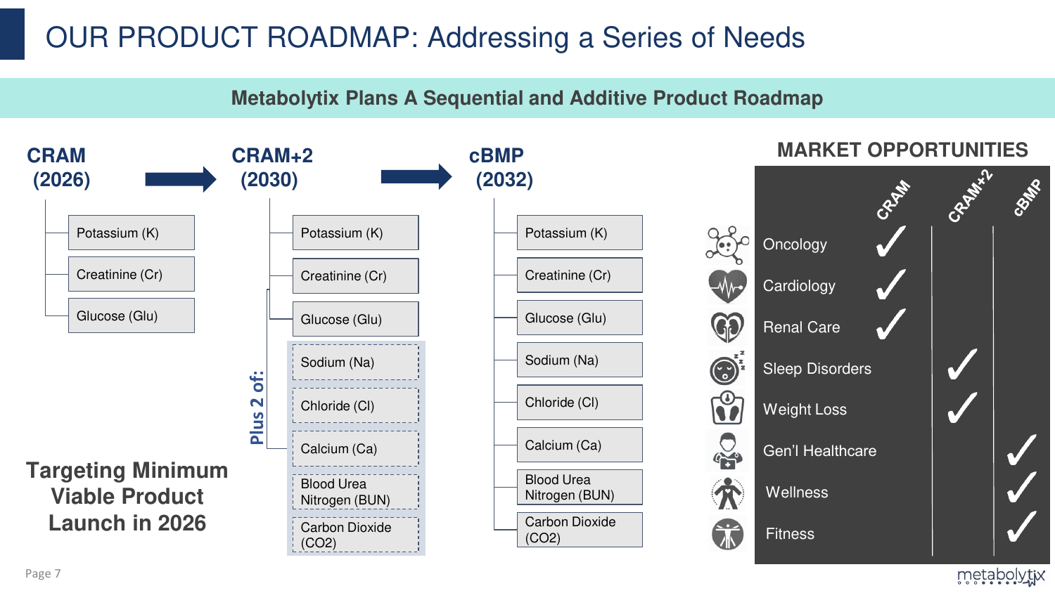# OUR PRODUCT ROADMAP: Addressing a Series of Needs

## Metabolytix Plans A Sequential and Additive Product Roadmap

### CRAM (2026)

- Potassium (K)
- Creatinine (Cr)
- Glucose (Glu)

### CRAM+2 (2030)

- Potassium (K)
- Creatinine (Cr)
- Glucose (Glu)
- Plus 2 of:
  - Sodium (Na)
  - Chloride (Cl)
  - Calcium (Ca)
  - Blood Urea Nitrogen (BUN)
  - Carbon Dioxide ($CO_2$)

### cBMP (2032)

- Potassium (K)
- Creatinine (Cr)
- Glucose (Glu)
- Sodium (Na)
- Chloride (Cl)
- Calcium (Ca)
- Blood Urea Nitrogen (BUN)
- Carbon Dioxide ($CO_2$)

**Targeting Minimum Viable Product Launch in 2026**

### MARKET OPPORTUNITIES

| | CRAM | CRAM+2 | cBMP |
|---|---|---|---|
| Oncology | ✓ | | |
| Cardiology | ✓ | | |
| Renal Care | ✓ | | |
| Sleep Disorders | | ✓ | |
| Weight Loss | | ✓ | |
| Gen'l Healthcare | | | ✓ |
| Wellness | | | ✓ |
| Fitness | | | ✓ |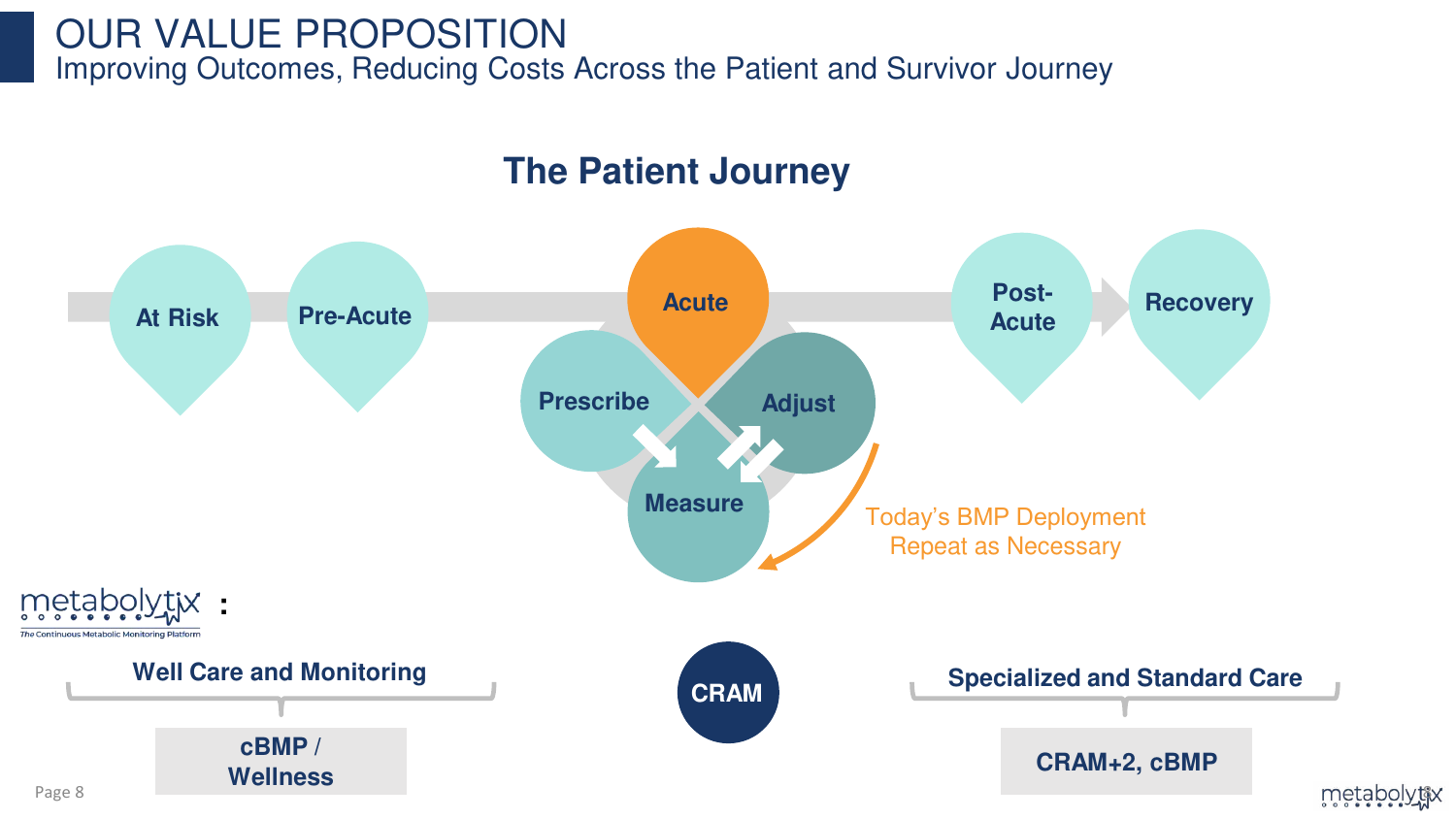# OUR VALUE PROPOSITION

## Improving Outcomes, Reducing Costs Across the Patient and Survivor Journey

### The Patient Journey

At Risk → Pre-Acute → Acute → Post-Acute → Recovery

Acute: Prescribe → Measure → Adjust

Today's BMP Deployment
Repeat as Necessary

metabolytix:
The Continuous Metabolic Monitoring Platform

**Well Care and Monitoring**

**cBMP / Wellness**

**CRAM**

**Specialized and Standard Care**

**CRAM+2, cBMP**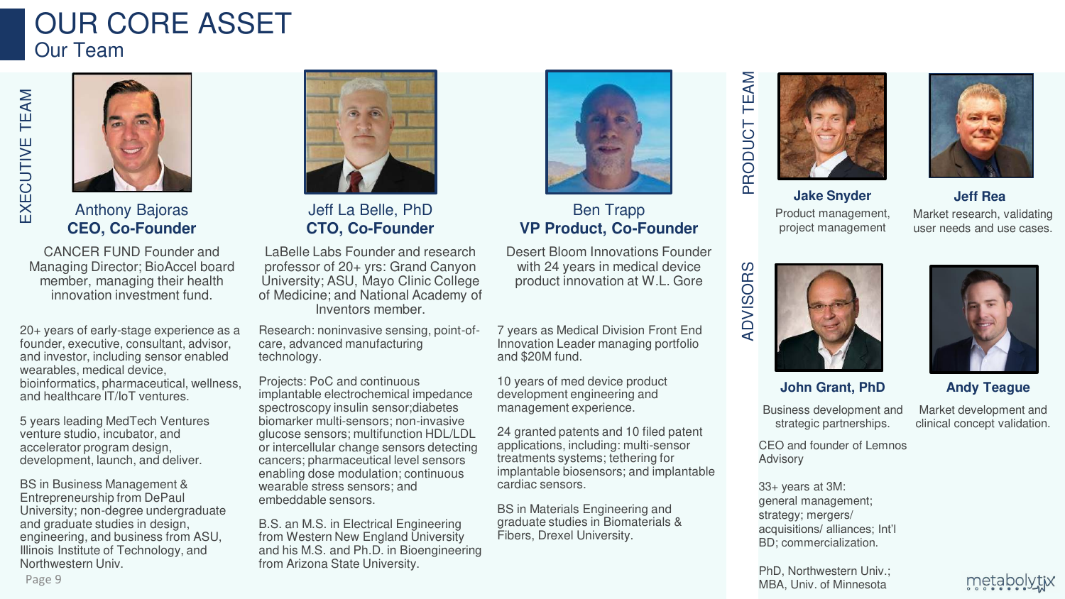# OUR CORE ASSET

## Our Team

### EXECUTIVE TEAM

**Anthony Bajoras**
**CEO, Co-Founder**

CANCER FUND Founder and Managing Director; BioAccel board member, managing their health innovation investment fund.

20+ years of early-stage experience as a founder, executive, consultant, advisor, and investor, including sensor enabled wearables, medical device, bioinformatics, pharmaceutical, wellness, and healthcare IT/IoT ventures.

5 years leading MedTech Ventures venture studio, incubator, and accelerator program design, development, launch, and deliver.

BS in Business Management & Entrepreneurship from DePaul University; non-degree undergraduate and graduate studies in design, engineering, and business from ASU, Illinois Institute of Technology, and Northwestern Univ.

**Jeff La Belle, PhD**
**CTO, Co-Founder**

LaBelle Labs Founder and research professor of 20+ yrs: Grand Canyon University; ASU, Mayo Clinic College of Medicine; and National Academy of Inventors member.

Research: noninvasive sensing, point-of-care, advanced manufacturing technology.

Projects: PoC and continuous implantable electrochemical impedance spectroscopy insulin sensor;diabetes biomarker multi-sensors; non-invasive glucose sensors; multifunction HDL/LDL or intercellular change sensors detecting cancers; pharmaceutical level sensors enabling dose modulation; continuous wearable stress sensors; and embeddable sensors.

B.S. an M.S. in Electrical Engineering from Western New England University and his M.S. and Ph.D. in Bioengineering from Arizona State University.

**Ben Trapp**
**VP Product, Co-Founder**

Desert Bloom Innovations Founder with 24 years in medical device product innovation at W.L. Gore

7 years as Medical Division Front End Innovation Leader managing portfolio and $20M fund.

10 years of med device product development engineering and management experience.

24 granted patents and 10 filed patent applications, including: multi-sensor treatments systems; tethering for implantable biosensors; and implantable cardiac sensors.

BS in Materials Engineering and graduate studies in Biomaterials & Fibers, Drexel University.

### PRODUCT TEAM

**Jake Snyder**
Product management, project management

**Jeff Rea**
Market research, validating user needs and use cases.

### ADVISORS

**John Grant, PhD**
Business development and strategic partnerships.

CEO and founder of Lemnos Advisory

33+ years at 3M: general management; strategy; mergers/ acquisitions/ alliances; Int'l BD; commercialization.

PhD, Northwestern Univ.; MBA, Univ. of Minnesota

**Andy Teague**
Market development and clinical concept validation.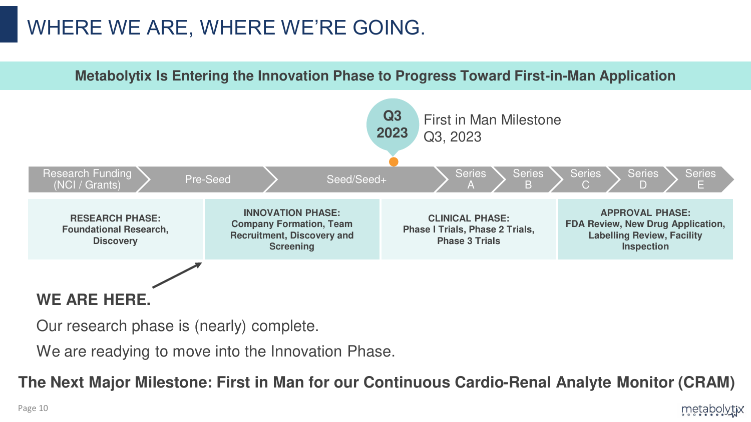# WHERE WE ARE, WHERE WE'RE GOING.

**Metabolytix Is Entering the Innovation Phase to Progress Toward First-in-Man Application**

**Q3 2023** First in Man Milestone Q3, 2023

Research Funding (NCI / Grants) → Pre-Seed → Seed/Seed+ → Series A → Series B → Series C → Series D → Series E

| RESEARCH PHASE: | INNOVATION PHASE: | CLINICAL PHASE: | APPROVAL PHASE: |
|---|---|---|---|
| Foundational Research, Discovery | Company Formation, Team Recruitment, Discovery and Screening | Phase I Trials, Phase 2 Trials, Phase 3 Trials | FDA Review, New Drug Application, Labelling Review, Facility Inspection |

**WE ARE HERE.**

Our research phase is (nearly) complete.

We are readying to move into the Innovation Phase.

**The Next Major Milestone: First in Man for our Continuous Cardio-Renal Analyte Monitor (CRAM)**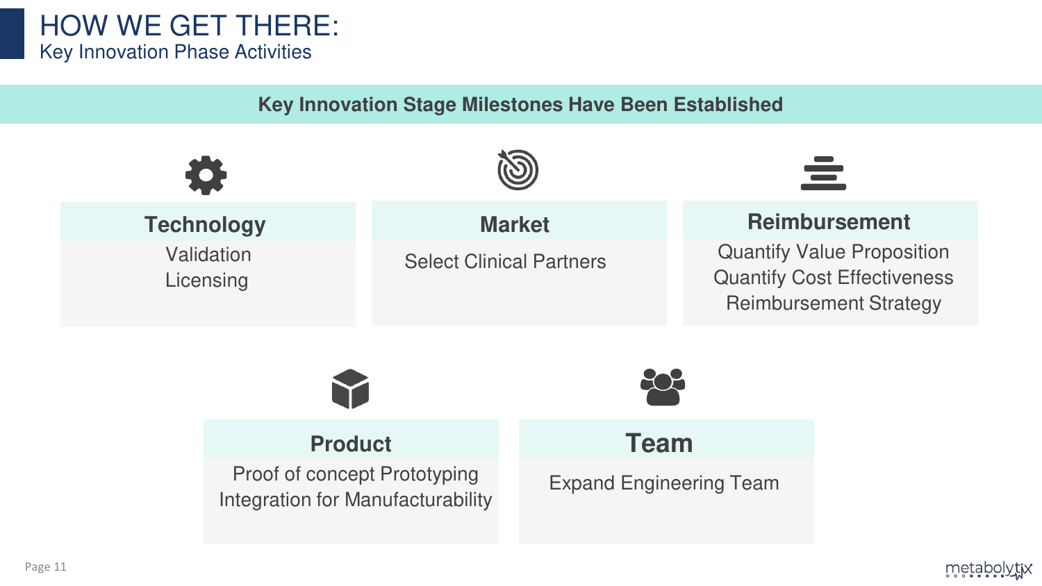# HOW WE GET THERE:

## Key Innovation Phase Activities

**Key Innovation Stage Milestones Have Been Established**

### Technology

Validation
Licensing

### Market

Select Clinical Partners

### Reimbursement

Quantify Value Proposition
Quantify Cost Effectiveness
Reimbursement Strategy

### Product

Proof of concept Prototyping
Integration for Manufacturability

### Team

Expand Engineering Team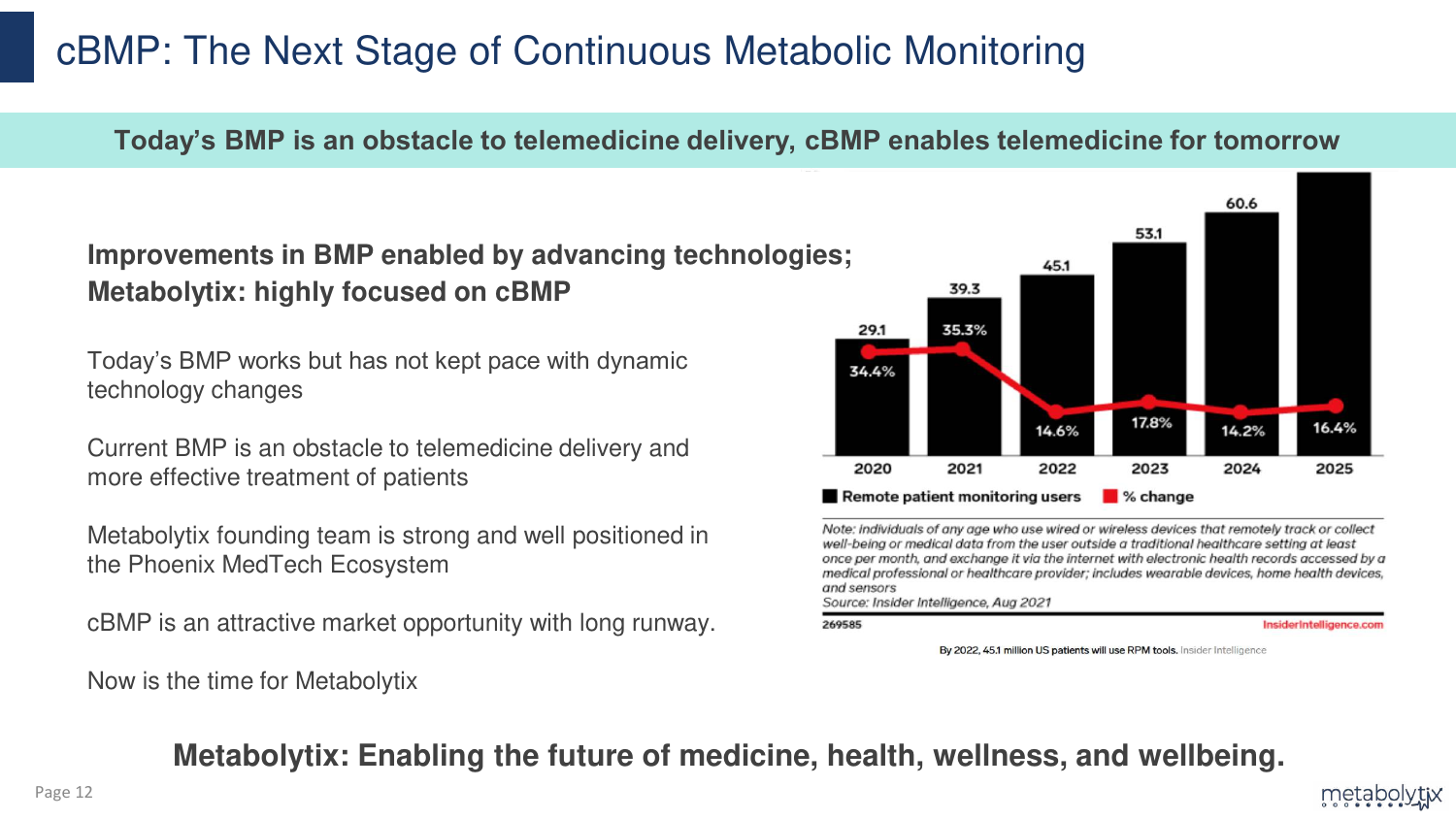# cBMP: The Next Stage of Continuous Metabolic Monitoring

**Today's BMP is an obstacle to telemedicine delivery, cBMP enables telemedicine for tomorrow**

**Improvements in BMP enabled by advancing technologies; Metabolytix: highly focused on cBMP**

Today's BMP works but has not kept pace with dynamic technology changes

Current BMP is an obstacle to telemedicine delivery and more effective treatment of patients

Metabolytix founding team is strong and well positioned in the Phoenix MedTech Ecosystem

cBMP is an attractive market opportunity with long runway.

Now is the time for Metabolytix

| Year | Remote patient monitoring users | % change |
|---|---|---|
| 2020 | 29.1 | 34.4% |
| 2021 | 39.3 | 35.3% |
| 2022 | 45.1 | 14.6% |
| 2023 | 53.1 | 17.8% |
| 2024 | 60.6 | 14.2% |
| 2025 | | 16.4% |

*Note: individuals of any age who use wired or wireless devices that remotely track or collect well-being or medical data from the user outside a traditional healthcare setting at least once per month, and exchange it via the internet with electronic health records accessed by a medical professional or healthcare provider; includes wearable devices, home health devices, and sensors*
*Source: Insider Intelligence, Aug 2021*

269585 InsiderIntelligence.com

By 2022, 45.1 million US patients will use RPM tools. Insider Intelligence

**Metabolytix: Enabling the future of medicine, health, wellness, and wellbeing.**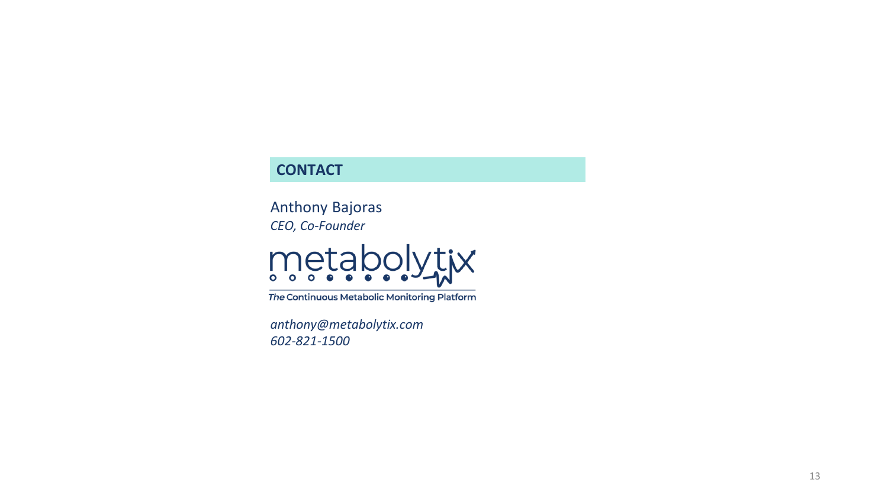## CONTACT

Anthony Bajoras
*CEO, Co-Founder*

metabolytix

*The* Continuous Metabolic Monitoring Platform

*anthony@metabolytix.com*
*602-821-1500*